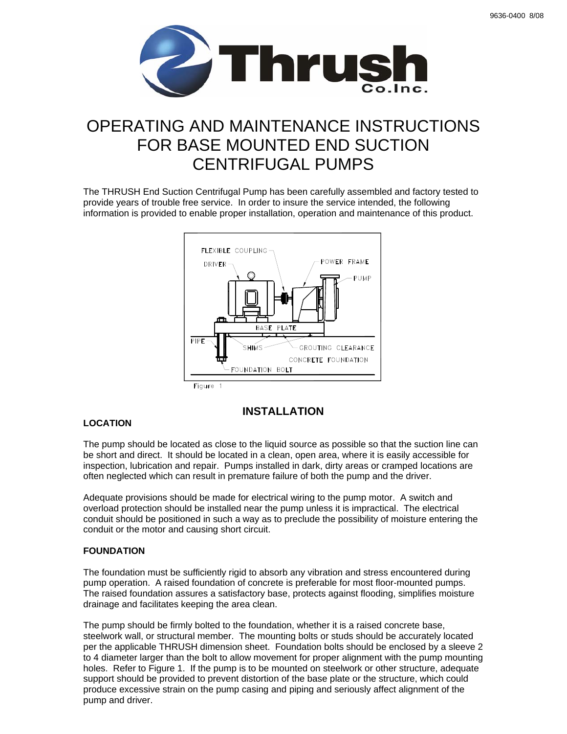# OPERATING AND MAINTENANCE INSTRUCTIONS FOR BASE MOUNTED END SUCTION CENTRIFUGAL PUMPS

The THRUSH End Suction Centrifugal Pump has been carefully assembled and factory tested to provide years of trouble free service. In order to insure the service intended, the following information is provided to enable proper installation, operation and maintenance of this product.

Figure 1

## INSTALLATION

### LOCATION

The pump should be located as close to the liquid source as possible so that the suction line can be short and direct. It should be located in a clean, open area, where it is easily accessible for inspection, lubrication and repair. Pumps installed in dark, dirty areas or cramped locations are often neglected which can result in premature failure of both the pump and the driver.

Adequate provisions should be made for electrical wiring to the pump motor. A switch and overload protection should be installed near the pump unless it is impractical. The electrical conduit should be positioned in such a way as to preclude the possibility of moisture entering the conduit or the motor and causing short circuit.

### FOUNDATION

The foundation must be sufficiently rigid to absorb any vibration and stress encountered during pump operation. A raised foundation of concrete is preferable for most floor-mounted pumps. The raised foundation assures a satisfactory base, protects against flooding, simplifies moisture drainage and facilitates keeping the area clean.

The pump should be firmly bolted to the foundation, whether it is a raised concrete base, steelwork wall, or structural member. The mounting bolts or studs should be accurately located per the applicable THRUSH dimension sheet. Foundation bolts should be enclosed by a sleeve 2 to 4 diameter larger than the bolt to allow movement for proper alignment with the pump mounting holes. Refer to Figure 1. If the pump is to be mounted on steelwork or other structure, adequate support should be provided to prevent distortion of the base plate or the structure, which could produce excessive strain on the pump casing and piping and seriously affect alignment of the pump and driver.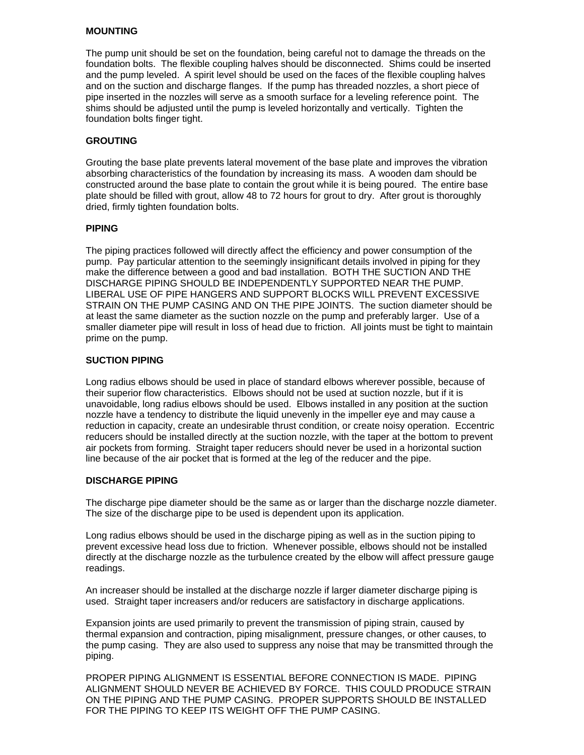## MOUNTING

The pump unit should be set on the foundation, being careful not to damage the threads on the foundation bolts. The flexible coupling halves should be disconnected. Shims could be inserted and the pump leveled. A spirit level should be used on the faces of the flexible coupling halves and on the suction and discharge flanges. If the pump has threaded nozzles, a short piece of pipe inserted in the nozzles will serve as a smooth surface for a leveling reference point. The shims should be adjusted until the pump is leveled horizontally and vertically. Tighten the foundation bolts finger tight.

## GROUTING

Grouting the base plate prevents lateral movement of the base plate and improves the vibration absorbing characteristics of the foundation by increasing its mass. A wooden dam should be constructed around the base plate to contain the grout while it is being poured. The entire base plate should be filled with grout, allow 48 to 72 hours for grout to dry. After grout is thoroughly dried, firmly tighten foundation bolts.

## PIPING

The piping practices followed will directly affect the efficiency and power consumption of the pump. Pay particular attention to the seemingly insignificant details involved in piping for they make the difference between a good and bad installation. BOTH THE SUCTION AND THE DISCHARGE PIPING SHOULD BE INDEPENDENTLY SUPPORTED NEAR THE PUMP. LIBERAL USE OF PIPE HANGERS AND SUPPORT BLOCKS WILL PREVENT EXCESSIVE STRAIN ON THE PUMP CASING AND ON THE PIPE JOINTS. The suction diameter should be at least the same diameter as the suction nozzle on the pump and preferably larger. Use of a smaller diameter pipe will result in loss of head due to friction. All joints must be tight to maintain prime on the pump.

## SUCTION PIPING

Long radius elbows should be used in place of standard elbows wherever possible, because of their superior flow characteristics. Elbows should not be used at suction nozzle, but if it is unavoidable, long radius elbows should be used. Elbows installed in any position at the suction nozzle have a tendency to distribute the liquid unevenly in the impeller eye and may cause a reduction in capacity, create an undesirable thrust condition, or create noisy operation. Eccentric reducers should be installed directly at the suction nozzle, with the taper at the bottom to prevent air pockets from forming. Straight taper reducers should never be used in a horizontal suction line because of the air pocket that is formed at the leg of the reducer and the pipe.

## DISCHARGE PIPING

The discharge pipe diameter should be the same as or larger than the discharge nozzle diameter. The size of the discharge pipe to be used is dependent upon its application.

Long radius elbows should be used in the discharge piping as well as in the suction piping to prevent excessive head loss due to friction. Whenever possible, elbows should not be installed directly at the discharge nozzle as the turbulence created by the elbow will affect pressure gauge readings.

An increaser should be installed at the discharge nozzle if larger diameter discharge piping is used. Straight taper increasers and/or reducers are satisfactory in discharge applications.

Expansion joints are used primarily to prevent the transmission of piping strain, caused by thermal expansion and contraction, piping misalignment, pressure changes, or other causes, to the pump casing. They are also used to suppress any noise that may be transmitted through the piping.

PROPER PIPING ALIGNMENT IS ESSENTIAL BEFORE CONNECTION IS MADE. PIPING ALIGNMENT SHOULD NEVER BE ACHIEVED BY FORCE. THIS COULD PRODUCE STRAIN ON THE PIPING AND THE PUMP CASING. PROPER SUPPORTS SHOULD BE INSTALLED FOR THE PIPING TO KEEP ITS WEIGHT OFF THE PUMP CASING.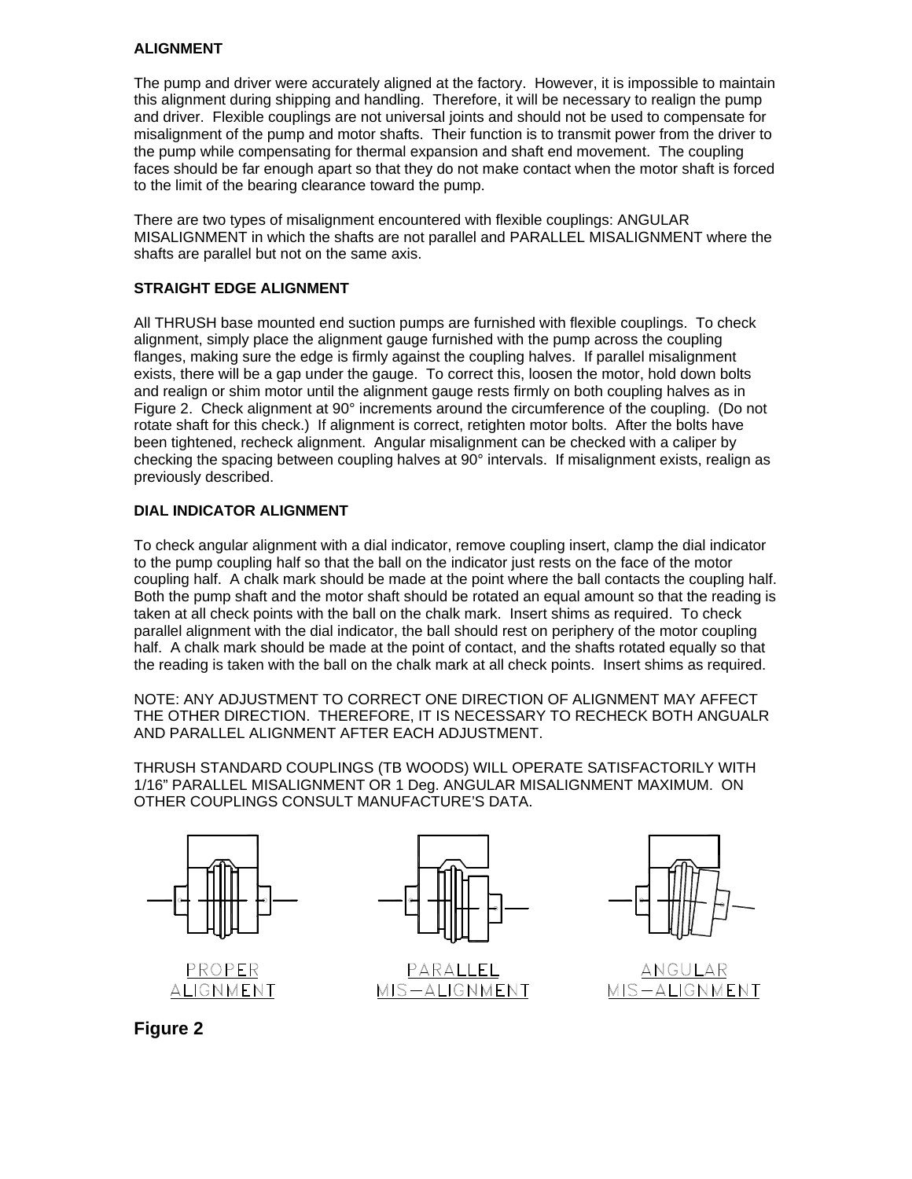## ALIGNMENT

The pump and driver were accurately aligned at the factory. However, it is impossible to maintain this alignment during shipping and handling. Therefore, it will be necessary to realign the pump and driver. Flexible couplings are not universal joints and should not be used to compensate for misalignment of the pump and motor shafts. Their function is to transmit power from the driver to the pump while compensating for thermal expansion and shaft end movement. The coupling faces should be far enough apart so that they do not make contact when the motor shaft is forced to the limit of the bearing clearance toward the pump.

There are two types of misalignment encountered with flexible couplings: ANGULAR MISALIGNMENT in which the shafts are not parallel and PARALLEL MISALIGNMENT where the shafts are parallel but not on the same axis.

## STRAIGHT EDGE ALIGNMENT

All THRUSH base mounted end suction pumps are furnished with flexible couplings. To check alignment, simply place the alignment gauge furnished with the pump across the coupling flanges, making sure the edge is firmly against the coupling halves. If parallel misalignment exists, there will be a gap under the gauge. To correct this, loosen the motor, hold down bolts and realign or shim motor until the alignment gauge rests firmly on both coupling halves as in Figure 2. Check alignment at 90° increments around the circumference of the coupling. (Do not rotate shaft for this check.) If alignment is correct, retighten motor bolts. After the bolts have been tightened, recheck alignment. Angular misalignment can be checked with a caliper by checking the spacing between coupling halves at 90° intervals. If misalignment exists, realign as previously described.

## DIAL INDICATOR ALIGNMENT

To check angular alignment with a dial indicator, remove coupling insert, clamp the dial indicator to the pump coupling half so that the ball on the indicator just rests on the face of the motor coupling half. A chalk mark should be made at the point where the ball contacts the coupling half. Both the pump shaft and the motor shaft should be rotated an equal amount so that the reading is taken at all check points with the ball on the chalk mark. Insert shims as required. To check parallel alignment with the dial indicator, the ball should rest on periphery of the motor coupling half. A chalk mark should be made at the point of contact, and the shafts rotated equally so that the reading is taken with the ball on the chalk mark at all check points. Insert shims as required.

NOTE: ANY ADJUSTMENT TO CORRECT ONE DIRECTION OF ALIGNMENT MAY AFFECT THE OTHER DIRECTION. THEREFORE, IT IS NECESSARY TO RECHECK BOTH ANGUALR AND PARALLEL ALIGNMENT AFTER EACH ADJUSTMENT.

THRUSH STANDARD COUPLINGS (TB WOODS) WILL OPERATE SATISFACTORILY WITH 1/16" PARALLEL MISALIGNMENT OR 1 Deg. ANGULAR MISALIGNMENT MAXIMUM. ON OTHER COUPLINGS CONSULT MANUFACTURE'S DATA.

PROPER ALIGNMENT

PARALLEL MIS-ALIGNMENT

ANGULAR MIS-ALIGNMENT

**Figure 2**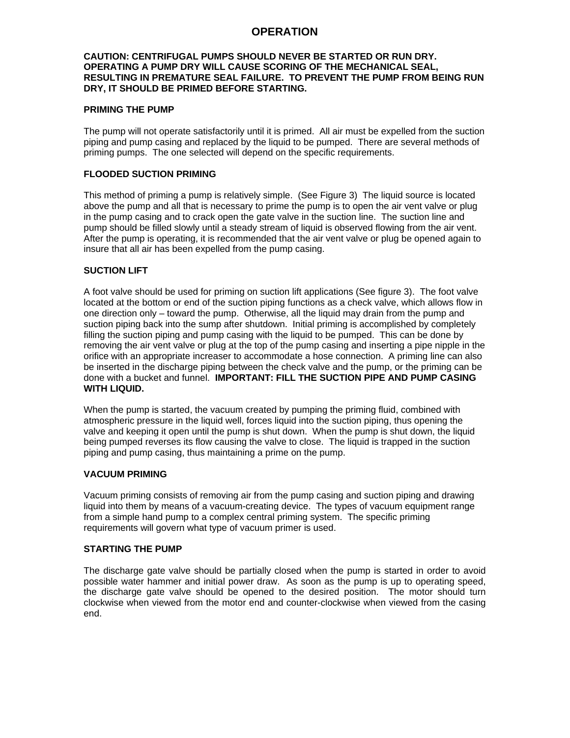# OPERATION

**CAUTION: CENTRIFUGAL PUMPS SHOULD NEVER BE STARTED OR RUN DRY. OPERATING A PUMP DRY WILL CAUSE SCORING OF THE MECHANICAL SEAL, RESULTING IN PREMATURE SEAL FAILURE. TO PREVENT THE PUMP FROM BEING RUN DRY, IT SHOULD BE PRIMED BEFORE STARTING.**

## PRIMING THE PUMP

The pump will not operate satisfactorily until it is primed. All air must be expelled from the suction piping and pump casing and replaced by the liquid to be pumped. There are several methods of priming pumps. The one selected will depend on the specific requirements.

## FLOODED SUCTION PRIMING

This method of priming a pump is relatively simple. (See Figure 3) The liquid source is located above the pump and all that is necessary to prime the pump is to open the air vent valve or plug in the pump casing and to crack open the gate valve in the suction line. The suction line and pump should be filled slowly until a steady stream of liquid is observed flowing from the air vent. After the pump is operating, it is recommended that the air vent valve or plug be opened again to insure that all air has been expelled from the pump casing.

## SUCTION LIFT

A foot valve should be used for priming on suction lift applications (See figure 3). The foot valve located at the bottom or end of the suction piping functions as a check valve, which allows flow in one direction only – toward the pump. Otherwise, all the liquid may drain from the pump and suction piping back into the sump after shutdown. Initial priming is accomplished by completely filling the suction piping and pump casing with the liquid to be pumped. This can be done by removing the air vent valve or plug at the top of the pump casing and inserting a pipe nipple in the orifice with an appropriate increaser to accommodate a hose connection. A priming line can also be inserted in the discharge piping between the check valve and the pump, or the priming can be done with a bucket and funnel. **IMPORTANT: FILL THE SUCTION PIPE AND PUMP CASING WITH LIQUID.**

When the pump is started, the vacuum created by pumping the priming fluid, combined with atmospheric pressure in the liquid well, forces liquid into the suction piping, thus opening the valve and keeping it open until the pump is shut down. When the pump is shut down, the liquid being pumped reverses its flow causing the valve to close. The liquid is trapped in the suction piping and pump casing, thus maintaining a prime on the pump.

## VACUUM PRIMING

Vacuum priming consists of removing air from the pump casing and suction piping and drawing liquid into them by means of a vacuum-creating device. The types of vacuum equipment range from a simple hand pump to a complex central priming system. The specific priming requirements will govern what type of vacuum primer is used.

## STARTING THE PUMP

The discharge gate valve should be partially closed when the pump is started in order to avoid possible water hammer and initial power draw. As soon as the pump is up to operating speed, the discharge gate valve should be opened to the desired position. The motor should turn clockwise when viewed from the motor end and counter-clockwise when viewed from the casing end.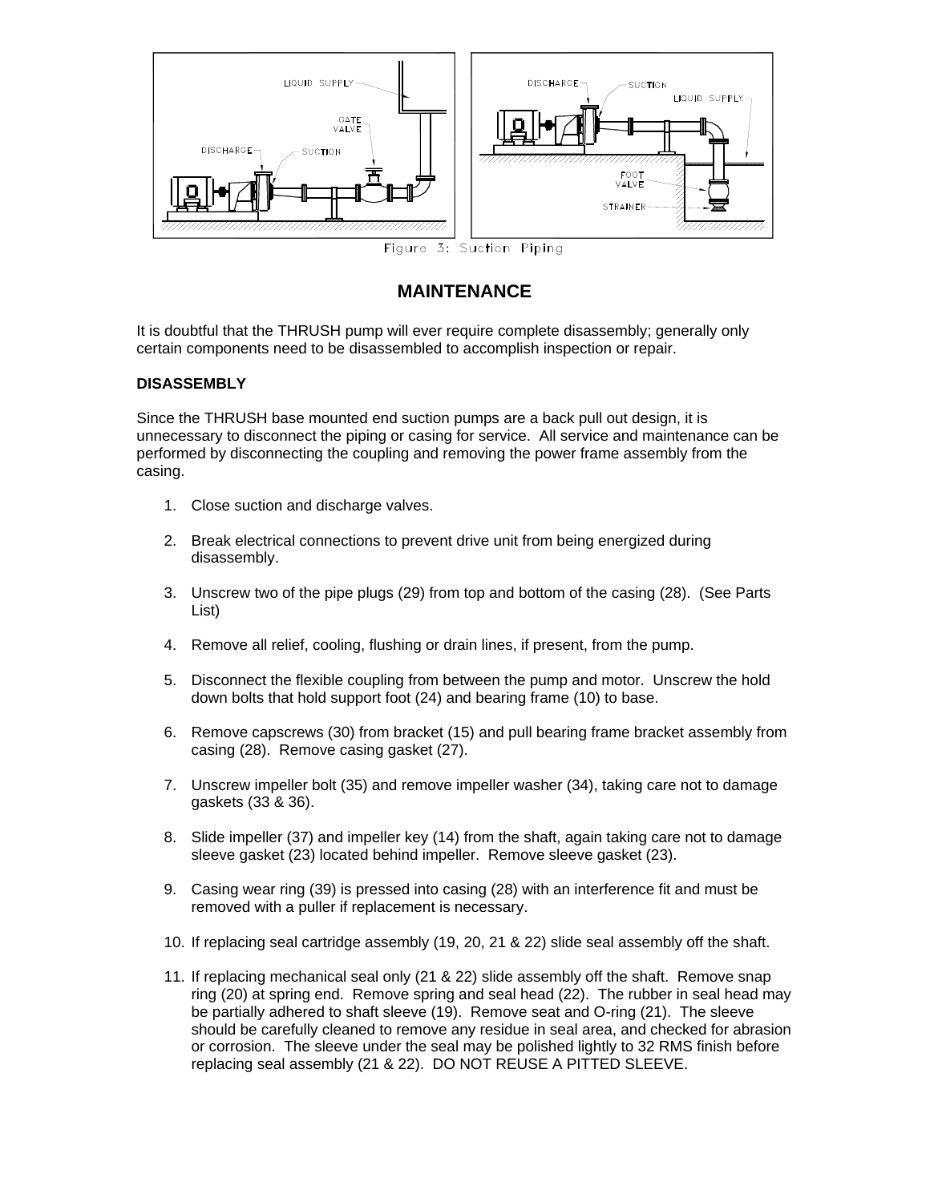Figure 3: Suction Piping

## MAINTENANCE

It is doubtful that the THRUSH pump will ever require complete disassembly; generally only certain components need to be disassembled to accomplish inspection or repair.

**DISASSEMBLY**

Since the THRUSH base mounted end suction pumps are a back pull out design, it is unnecessary to disconnect the piping or casing for service. All service and maintenance can be performed by disconnecting the coupling and removing the power frame assembly from the casing.

1. Close suction and discharge valves.

2. Break electrical connections to prevent drive unit from being energized during disassembly.

3. Unscrew two of the pipe plugs (29) from top and bottom of the casing (28). (See Parts List)

4. Remove all relief, cooling, flushing or drain lines, if present, from the pump.

5. Disconnect the flexible coupling from between the pump and motor. Unscrew the hold down bolts that hold support foot (24) and bearing frame (10) to base.

6. Remove capscrews (30) from bracket (15) and pull bearing frame bracket assembly from casing (28). Remove casing gasket (27).

7. Unscrew impeller bolt (35) and remove impeller washer (34), taking care not to damage gaskets (33 & 36).

8. Slide impeller (37) and impeller key (14) from the shaft, again taking care not to damage sleeve gasket (23) located behind impeller. Remove sleeve gasket (23).

9. Casing wear ring (39) is pressed into casing (28) with an interference fit and must be removed with a puller if replacement is necessary.

10. If replacing seal cartridge assembly (19, 20, 21 & 22) slide seal assembly off the shaft.

11. If replacing mechanical seal only (21 & 22) slide assembly off the shaft. Remove snap ring (20) at spring end. Remove spring and seal head (22). The rubber in seal head may be partially adhered to shaft sleeve (19). Remove seat and O-ring (21). The sleeve should be carefully cleaned to remove any residue in seal area, and checked for abrasion or corrosion. The sleeve under the seal may be polished lightly to 32 RMS finish before replacing seal assembly (21 & 22). DO NOT REUSE A PITTED SLEEVE.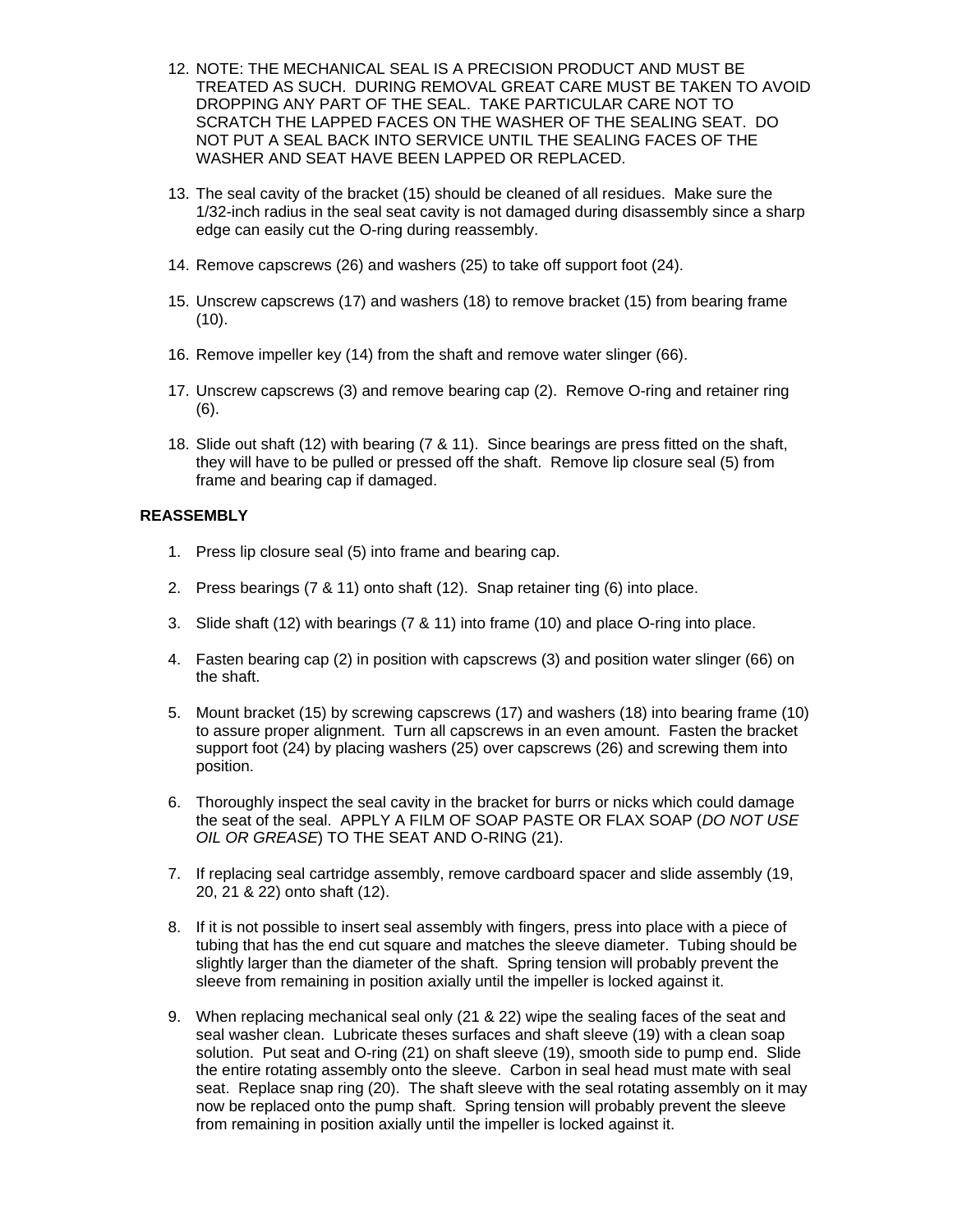12. NOTE: THE MECHANICAL SEAL IS A PRECISION PRODUCT AND MUST BE TREATED AS SUCH. DURING REMOVAL GREAT CARE MUST BE TAKEN TO AVOID DROPPING ANY PART OF THE SEAL. TAKE PARTICULAR CARE NOT TO SCRATCH THE LAPPED FACES ON THE WASHER OF THE SEALING SEAT. DO NOT PUT A SEAL BACK INTO SERVICE UNTIL THE SEALING FACES OF THE WASHER AND SEAT HAVE BEEN LAPPED OR REPLACED.

13. The seal cavity of the bracket (15) should be cleaned of all residues. Make sure the 1/32-inch radius in the seal seat cavity is not damaged during disassembly since a sharp edge can easily cut the O-ring during reassembly.

14. Remove capscrews (26) and washers (25) to take off support foot (24).

15. Unscrew capscrews (17) and washers (18) to remove bracket (15) from bearing frame (10).

16. Remove impeller key (14) from the shaft and remove water slinger (66).

17. Unscrew capscrews (3) and remove bearing cap (2). Remove O-ring and retainer ring (6).

18. Slide out shaft (12) with bearing (7 & 11). Since bearings are press fitted on the shaft, they will have to be pulled or pressed off the shaft. Remove lip closure seal (5) from frame and bearing cap if damaged.

**REASSEMBLY**

1. Press lip closure seal (5) into frame and bearing cap.

2. Press bearings (7 & 11) onto shaft (12). Snap retainer ting (6) into place.

3. Slide shaft (12) with bearings (7 & 11) into frame (10) and place O-ring into place.

4. Fasten bearing cap (2) in position with capscrews (3) and position water slinger (66) on the shaft.

5. Mount bracket (15) by screwing capscrews (17) and washers (18) into bearing frame (10) to assure proper alignment. Turn all capscrews in an even amount. Fasten the bracket support foot (24) by placing washers (25) over capscrews (26) and screwing them into position.

6. Thoroughly inspect the seal cavity in the bracket for burrs or nicks which could damage the seat of the seal. APPLY A FILM OF SOAP PASTE OR FLAX SOAP (*DO NOT USE OIL OR GREASE*) TO THE SEAT AND O-RING (21).

7. If replacing seal cartridge assembly, remove cardboard spacer and slide assembly (19, 20, 21 & 22) onto shaft (12).

8. If it is not possible to insert seal assembly with fingers, press into place with a piece of tubing that has the end cut square and matches the sleeve diameter. Tubing should be slightly larger than the diameter of the shaft. Spring tension will probably prevent the sleeve from remaining in position axially until the impeller is locked against it.

9. When replacing mechanical seal only (21 & 22) wipe the sealing faces of the seat and seal washer clean. Lubricate theses surfaces and shaft sleeve (19) with a clean soap solution. Put seat and O-ring (21) on shaft sleeve (19), smooth side to pump end. Slide the entire rotating assembly onto the sleeve. Carbon in seal head must mate with seal seat. Replace snap ring (20). The shaft sleeve with the seal rotating assembly on it may now be replaced onto the pump shaft. Spring tension will probably prevent the sleeve from remaining in position axially until the impeller is locked against it.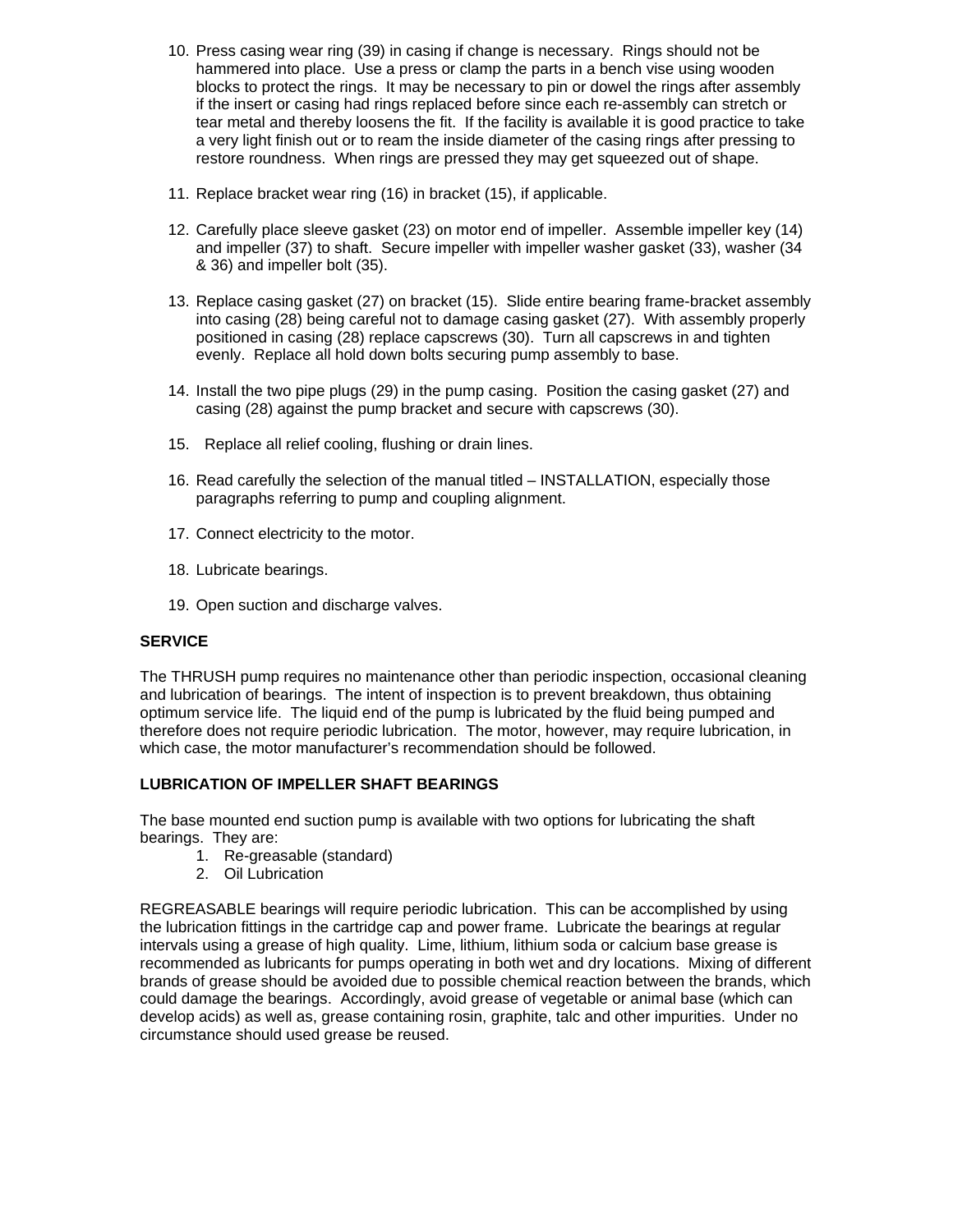10. Press casing wear ring (39) in casing if change is necessary. Rings should not be hammered into place. Use a press or clamp the parts in a bench vise using wooden blocks to protect the rings. It may be necessary to pin or dowel the rings after assembly if the insert or casing had rings replaced before since each re-assembly can stretch or tear metal and thereby loosens the fit. If the facility is available it is good practice to take a very light finish out or to ream the inside diameter of the casing rings after pressing to restore roundness. When rings are pressed they may get squeezed out of shape.

11. Replace bracket wear ring (16) in bracket (15), if applicable.

12. Carefully place sleeve gasket (23) on motor end of impeller. Assemble impeller key (14) and impeller (37) to shaft. Secure impeller with impeller washer gasket (33), washer (34 & 36) and impeller bolt (35).

13. Replace casing gasket (27) on bracket (15). Slide entire bearing frame-bracket assembly into casing (28) being careful not to damage casing gasket (27). With assembly properly positioned in casing (28) replace capscrews (30). Turn all capscrews in and tighten evenly. Replace all hold down bolts securing pump assembly to base.

14. Install the two pipe plugs (29) in the pump casing. Position the casing gasket (27) and casing (28) against the pump bracket and secure with capscrews (30).

15. Replace all relief cooling, flushing or drain lines.

16. Read carefully the selection of the manual titled – INSTALLATION, especially those paragraphs referring to pump and coupling alignment.

17. Connect electricity to the motor.

18. Lubricate bearings.

19. Open suction and discharge valves.

**SERVICE**

The THRUSH pump requires no maintenance other than periodic inspection, occasional cleaning and lubrication of bearings. The intent of inspection is to prevent breakdown, thus obtaining optimum service life. The liquid end of the pump is lubricated by the fluid being pumped and therefore does not require periodic lubrication. The motor, however, may require lubrication, in which case, the motor manufacturer's recommendation should be followed.

**LUBRICATION OF IMPELLER SHAFT BEARINGS**

The base mounted end suction pump is available with two options for lubricating the shaft bearings. They are:

1. Re-greasable (standard)
2. Oil Lubrication

REGREASABLE bearings will require periodic lubrication. This can be accomplished by using the lubrication fittings in the cartridge cap and power frame. Lubricate the bearings at regular intervals using a grease of high quality. Lime, lithium, lithium soda or calcium base grease is recommended as lubricants for pumps operating in both wet and dry locations. Mixing of different brands of grease should be avoided due to possible chemical reaction between the brands, which could damage the bearings. Accordingly, avoid grease of vegetable or animal base (which can develop acids) as well as, grease containing rosin, graphite, talc and other impurities. Under no circumstance should used grease be reused.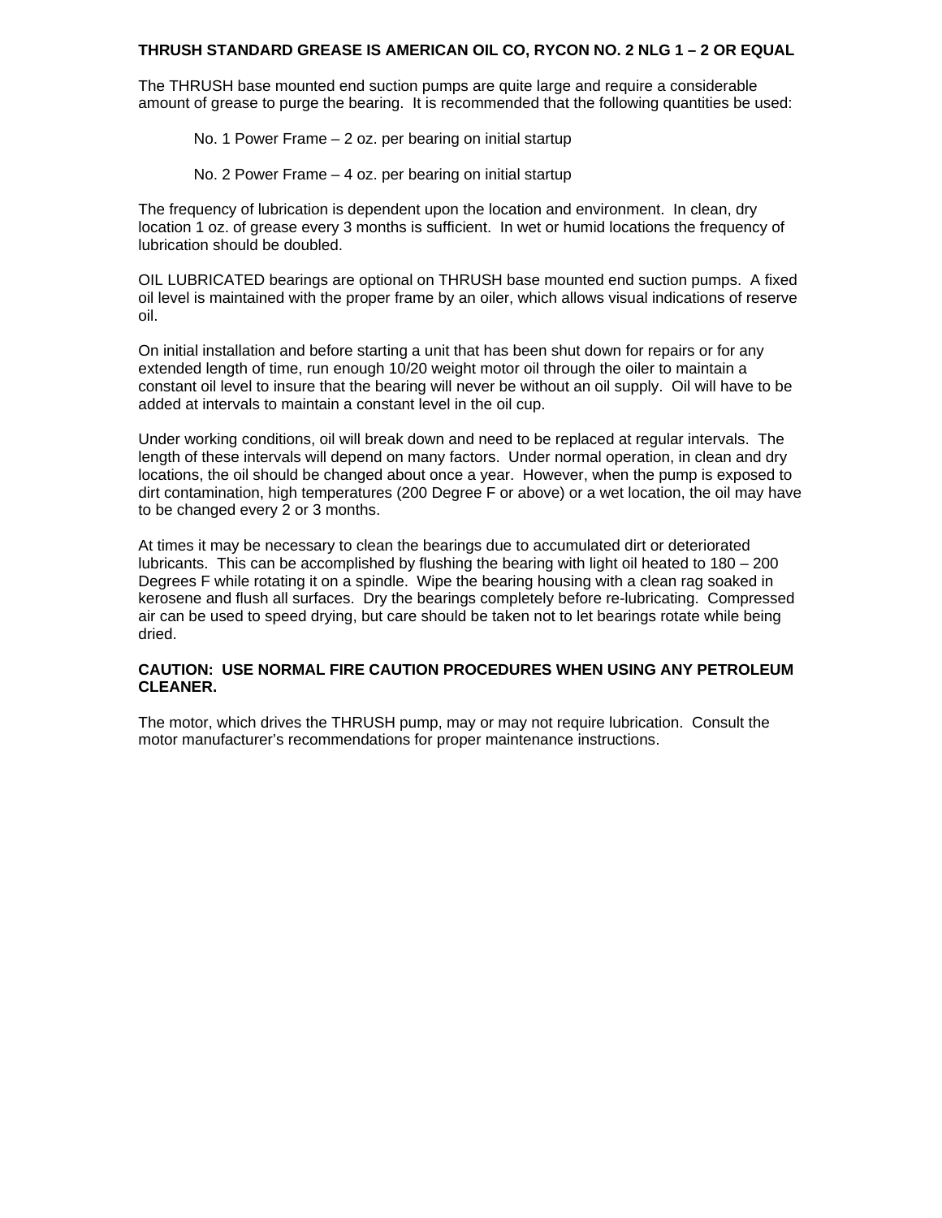**THRUSH STANDARD GREASE IS AMERICAN OIL CO, RYCON NO. 2 NLG 1 – 2 OR EQUAL**

The THRUSH base mounted end suction pumps are quite large and require a considerable amount of grease to purge the bearing. It is recommended that the following quantities be used:

No. 1 Power Frame – 2 oz. per bearing on initial startup

No. 2 Power Frame – 4 oz. per bearing on initial startup

The frequency of lubrication is dependent upon the location and environment. In clean, dry location 1 oz. of grease every 3 months is sufficient. In wet or humid locations the frequency of lubrication should be doubled.

OIL LUBRICATED bearings are optional on THRUSH base mounted end suction pumps. A fixed oil level is maintained with the proper frame by an oiler, which allows visual indications of reserve oil.

On initial installation and before starting a unit that has been shut down for repairs or for any extended length of time, run enough 10/20 weight motor oil through the oiler to maintain a constant oil level to insure that the bearing will never be without an oil supply. Oil will have to be added at intervals to maintain a constant level in the oil cup.

Under working conditions, oil will break down and need to be replaced at regular intervals. The length of these intervals will depend on many factors. Under normal operation, in clean and dry locations, the oil should be changed about once a year. However, when the pump is exposed to dirt contamination, high temperatures (200 Degree F or above) or a wet location, the oil may have to be changed every 2 or 3 months.

At times it may be necessary to clean the bearings due to accumulated dirt or deteriorated lubricants. This can be accomplished by flushing the bearing with light oil heated to 180 – 200 Degrees F while rotating it on a spindle. Wipe the bearing housing with a clean rag soaked in kerosene and flush all surfaces. Dry the bearings completely before re-lubricating. Compressed air can be used to speed drying, but care should be taken not to let bearings rotate while being dried.

**CAUTION: USE NORMAL FIRE CAUTION PROCEDURES WHEN USING ANY PETROLEUM CLEANER.**

The motor, which drives the THRUSH pump, may or may not require lubrication. Consult the motor manufacturer's recommendations for proper maintenance instructions.